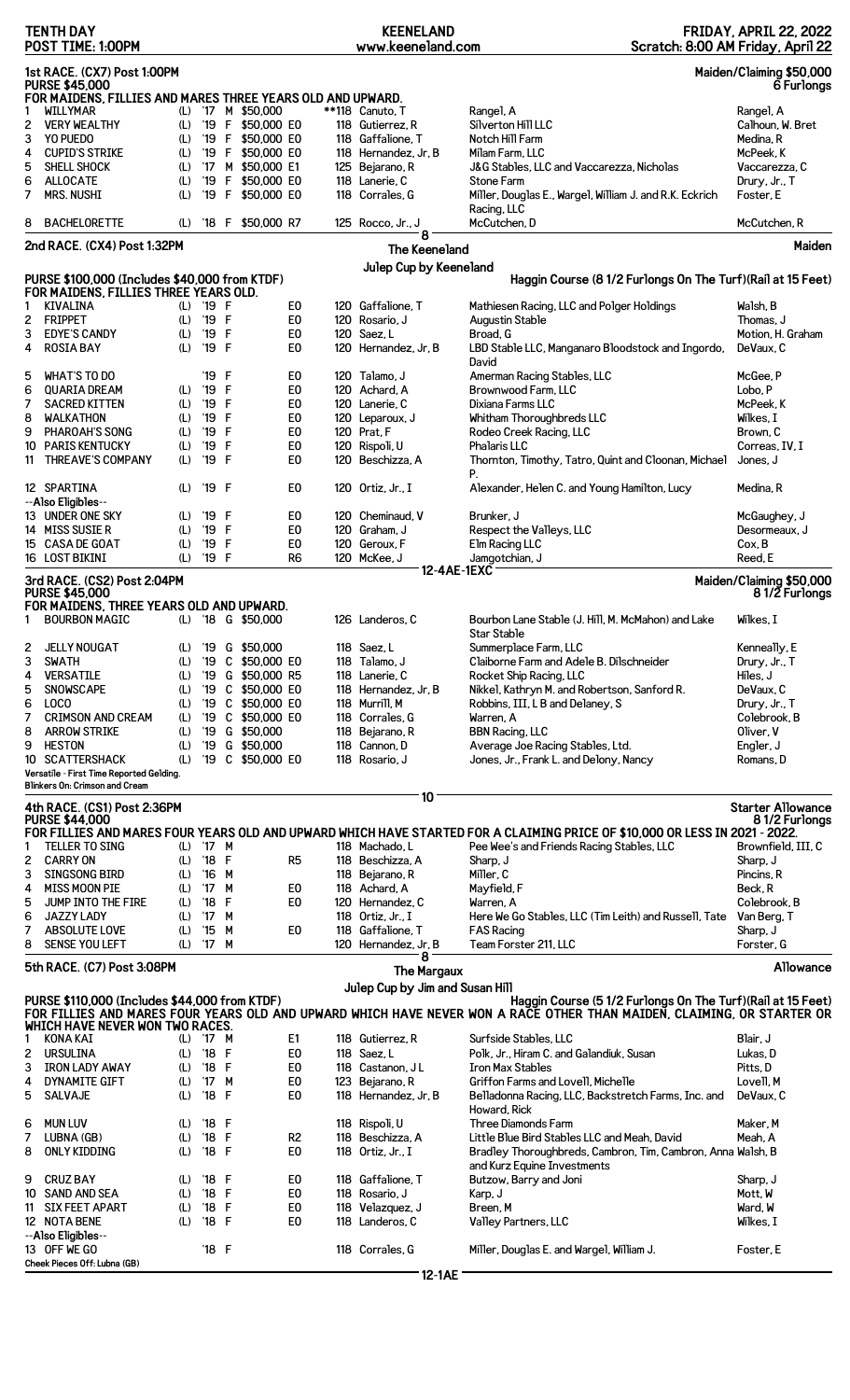**TENTH DAY** | **KEENELAND** | **FRIDAY, APRIL 22, 2022**

**POST TIME: 1:00PM** | www.keeneland.com | Scratch: 8:00 AM Friday, April 22

## 1st RACE. (CX7) Post 1:00PM

**Maiden/Claiming $50,000**

**PURSE $45,000** — **6 Furlongs**

**FOR MAIDENS, FILLIES AND MARES THREE YEARS OLD AND UPWARD.**

| # | Horse | | Yr | Sex | Claim | | Wt | Jockey | Owner | Trainer |
|---|---|---|---|---|---|---|---|---|---|---|
| 1 | WILLYMAR | (L) | '17 | M | $50,000 | | **118 | Canuto, T | Rangel, A | Rangel, A |
| 2 | VERY WEALTHY | (L) | '19 | F | $50,000 | E0 | 118 | Gutierrez, R | Silverton Hill LLC | Calhoun, W. Bret |
| 3 | YO PUEDO | (L) | '19 | F | $50,000 | E0 | 118 | Gaffalione, T | Notch Hill Farm | Medina, R |
| 4 | CUPID'S STRIKE | (L) | '19 | F | $50,000 | E0 | 118 | Hernandez, Jr, B | Milam Farm, LLC | McPeek, K |
| 5 | SHELL SHOCK | (L) | '17 | M | $50,000 | E1 | 125 | Bejarano, R | J&G Stables, LLC and Vaccarezza, Nicholas | Vaccarezza, C |
| 6 | ALLOCATE | (L) | '19 | F | $50,000 | E0 | 118 | Lanerie, C | Stone Farm | Drury, Jr., T |
| 7 | MRS. NUSHI | (L) | '19 | F | $50,000 | E0 | 118 | Corrales, G | Miller, Douglas E., Wargel, William J. and R.K. Eckrich Racing, LLC | Foster, E |
| 8 | BACHELORETTE | (L) | '18 | F | $50,000 | R7 | 125 | Rocco, Jr., J | McCutchen, D | McCutchen, R |

8

## 2nd RACE. (CX4) Post 1:32PM

**The Keeneland Julep Cup by Keeneland** — **Maiden**

**PURSE $100,000 (Includes $40,000 from KTDF)** — **Haggin Course (8 1/2 Furlongs On The Turf)(Rail at 15 Feet)**

**FOR MAIDENS, FILLIES THREE YEARS OLD.**

| # | Horse | | Yr | Sex | | Wt | Jockey | Owner | Trainer |
|---|---|---|---|---|---|---|---|---|---|
| 1 | KIVALINA | (L) | '19 | F | E0 | 120 | Gaffalione, T | Mathiesen Racing, LLC and Polger Holdings | Walsh, B |
| 2 | FRIPPET | (L) | '19 | F | E0 | 120 | Rosario, J | Augustin Stable | Thomas, J |
| 3 | EDYE'S CANDY | (L) | '19 | F | E0 | 120 | Saez, L | Broad, G | Motion, H. Graham |
| 4 | ROSIA BAY | (L) | '19 | F | E0 | 120 | Hernandez, Jr, B | LBD Stable LLC, Manganaro Bloodstock and Ingordo, David | DeVaux, C |
| 5 | WHAT'S TO DO | | '19 | F | E0 | 120 | Talamo, J | Amerman Racing Stables, LLC | McGee, P |
| 6 | QUARIA DREAM | (L) | '19 | F | E0 | 120 | Achard, A | Brownwood Farm, LLC | Lobo, P |
| 7 | SACRED KITTEN | (L) | '19 | F | E0 | 120 | Lanerie, C | Dixiana Farms LLC | McPeek, K |
| 8 | WALKATHON | (L) | '19 | F | E0 | 120 | Leparoux, J | Whitham Thoroughbreds LLC | Wilkes, I |
| 9 | PHAROAH'S SONG | (L) | '19 | F | E0 | 120 | Prat, F | Rodeo Creek Racing, LLC | Brown, C |
| 10 | PARIS KENTUCKY | (L) | '19 | F | E0 | 120 | Rispoli, U | Phalaris LLC | Correas, IV, I |
| 11 | THREEAVE'S COMPANY | (L) | '19 | F | E0 | 120 | Beschizza, A | Thornton, Timothy, Tatro, Quint and Cloonan, Michael P. | Jones, J |
| 12 | SPARTINA | (L) | '19 | F | E0 | 120 | Ortiz, Jr., I | Alexander, Helen C. and Young Hamilton, Lucy | Medina, R |
| | --Also Eligibles-- | | | | | | | | |
| 13 | UNDER ONE SKY | (L) | '19 | F | E0 | 120 | Cheminaud, V | Brunker, J | McGaughey, J |
| 14 | MISS SUSIE R | (L) | '19 | F | E0 | 120 | Graham, J | Respect the Valleys, LLC | Desormeaux, J |
| 15 | CASA DE GOAT | (L) | '19 | F | E0 | 120 | Geroux, F | Elm Racing LLC | Cox, B |
| 16 | LOST BIKINI | (L) | '19 | F | R6 | 120 | McKee, J | Jamgotchian, J | Reed, E |

12-4AE-1EXC

## 3rd RACE. (CS2) Post 2:04PM

**Maiden/Claiming $50,000**

**PURSE $45,000** — **8 1/2 Furlongs**

**FOR MAIDENS, THREE YEARS OLD AND UPWARD.**

| # | Horse | | Yr | Sex | Claim | | Wt | Jockey | Owner | Trainer |
|---|---|---|---|---|---|---|---|---|---|---|
| 1 | BOURBON MAGIC | (L) | '18 | G | $50,000 | | 126 | Landeros, C | Bourbon Lane Stable (J. Hill, M. McMahon) and Lake Star Stable | Wilkes, I |
| 2 | JELLY NOUGAT | (L) | '19 | G | $50,000 | | 118 | Saez, L | Summerplace Farm, LLC | Kenneally, E |
| 3 | SWATH | (L) | '19 | C | $50,000 | E0 | 118 | Talamo, J | Claiborne Farm and Adele B. Dilschneider | Drury, Jr., T |
| 4 | VERSATILE | (L) | '19 | G | $50,000 | R5 | 118 | Lanerie, C | Rocket Ship Racing, LLC | Hiles, J |
| 5 | SNOWSCAPE | (L) | '19 | C | $50,000 | E0 | 118 | Hernandez, Jr, B | Nikkel, Kathryn M. and Robertson, Sanford R. | DeVaux, C |
| 6 | LOCO | (L) | '19 | C | $50,000 | E0 | 118 | Murrill, M | Robbins, III, L B and Delaney, S | Drury, Jr., T |
| 7 | CRIMSON AND CREAM | (L) | '19 | C | $50,000 | E0 | 118 | Corrales, G | Warren, A | Colebrook, B |
| 8 | ARROW STRIKE | (L) | '19 | G | $50,000 | | 118 | Bejarano, R | BBN Racing, LLC | Oliver, V |
| 9 | HESTON | (L) | '19 | G | $50,000 | | 118 | Cannon, D | Average Joe Racing Stables, Ltd. | Engler, J |
| 10 | SCATTERSHACK | (L) | '19 | C | $50,000 | E0 | 118 | Rosario, J | Jones, Jr., Frank L. and Delony, Nancy | Romans, D |

**Versatile - First Time Reported Gelding.**
**Blinkers On: Crimson and Cream**

10

## 4th RACE. (CS1) Post 2:36PM

**Starter Allowance**

**PURSE $44,000** — **8 1/2 Furlongs**

**FOR FILLIES AND MARES FOUR YEARS OLD AND UPWARD WHICH HAVE STARTED FOR A CLAIMING PRICE OF $10,000 OR LESS IN 2021 - 2022.**

| # | Horse | | Yr | Sex | | Wt | Jockey | Owner | Trainer |
|---|---|---|---|---|---|---|---|---|---|
| 1 | TELLER TO SING | (L) | '17 | M | | 118 | Machado, L | Pee Wee's and Friends Racing Stables, LLC | Brownfield, III, C |
| 2 | CARRY ON | (L) | '18 | F | R5 | 118 | Beschizza, A | Sharp, J | Sharp, J |
| 3 | SINGSONG BIRD | (L) | '16 | M | | 118 | Bejarano, R | Miller, C | Pincins, R |
| 4 | MISS MOON PIE | (L) | '17 | M | E0 | 118 | Achard, A | Mayfield, F | Beck, R |
| 5 | JUMP INTO THE FIRE | (L) | '18 | F | E0 | 120 | Hernandez, C | Warren, A | Colebrook, B |
| 6 | JAZZY LADY | (L) | '17 | M | | 118 | Ortiz, Jr., I | Here We Go Stables, LLC (Tim Leith) and Russell, Tate | Van Berg, T |
| 7 | ABSOLUTE LOVE | (L) | '15 | M | E0 | 118 | Gaffalione, T | FAS Racing | Sharp, J |
| 8 | SENSE YOU LEFT | (L) | '17 | M | | 120 | Hernandez, Jr, B | Team Forster 211, LLC | Forster, G |

8

## 5th RACE. (C7) Post 3:08PM

**The Margaux Julep Cup by Jim and Susan Hill** — **Allowance**

**PURSE $110,000 (Includes $44,000 from KTDF)** — **Haggin Course (5 1/2 Furlongs On The Turf)(Rail at 15 Feet)**

**FOR FILLIES AND MARES FOUR YEARS OLD AND UPWARD WHICH HAVE NEVER WON A RACE OTHER THAN MAIDEN, CLAIMING, OR STARTER OR WHICH HAVE NEVER WON TWO RACES.**

| # | Horse | | Yr | Sex | | Wt | Jockey | Owner | Trainer |
|---|---|---|---|---|---|---|---|---|---|
| 1 | KONA KAI | (L) | '17 | M | E1 | 118 | Gutierrez, R | Surfside Stables, LLC | Blair, J |
| 2 | URSULINA | (L) | '18 | F | E0 | 118 | Saez, L | Polk, Jr., Hiram C. and Galandiuk, Susan | Lukas, D |
| 3 | IRON LADY AWAY | (L) | '18 | F | E0 | 118 | Castanon, J L | Iron Max Stables | Pitts, D |
| 4 | DYNAMITE GIFT | (L) | '17 | M | E0 | 123 | Bejarano, R | Griffon Farms and Lovell, Michelle | Lovell, M |
| 5 | SALVAJE | (L) | '18 | F | E0 | 118 | Hernandez, Jr, B | Belladonna Racing, LLC, Backstretch Farms, Inc. and Howard, Rick | DeVaux, C |
| 6 | MUN LUV | (L) | '18 | F | | 118 | Rispoli, U | Three Diamonds Farm | Maker, M |
| 7 | LUBNA (GB) | (L) | '18 | F | R2 | 118 | Beschizza, A | Little Blue Bird Stables LLC and Meah, David | Meah, A |
| 8 | ONLY KIDDING | (L) | '18 | F | E0 | 118 | Ortiz, Jr., I | Bradley Thoroughbreds, Cambron, Tim, Cambron, Anna and Kurz Equine Investments | Walsh, B |
| 9 | CRUZ BAY | (L) | '18 | F | E0 | 118 | Gaffalione, T | Butzow, Barry and Joni | Sharp, J |
| 10 | SAND AND SEA | (L) | '18 | F | E0 | 118 | Rosario, J | Karp, J | Mott, W |
| 11 | SIX FEET APART | (L) | '18 | F | E0 | 118 | Velazquez, J | Breen, M | Ward, W |
| 12 | NOTA BENE | (L) | '18 | F | E0 | 118 | Landeros, C | Valley Partners, LLC | Wilkes, I |
| | --Also Eligibles-- | | | | | | | | |
| 13 | OFF WE GO | | '18 | F | | 118 | Corrales, G | Miller, Douglas E. and Wargel, William J. | Foster, E |

**Cheek Pieces Off: Lubna (GB)**

12-1AE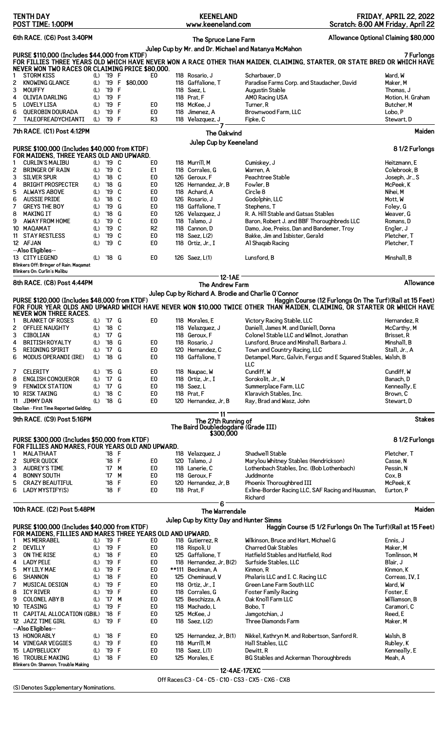**TENTH DAY** | **KEENELAND** | **FRIDAY, APRIL 22, 2022**
**POST TIME: 1:00PM** | **www.keeneland.com** | **Scratch: 8:00 AM Friday, April 22**

## 6th RACE. (C6) Post 3:40PM — The Spruce Lane Farm — Allowance Optional Claiming $80,000

Julep Cup by Mr. and Dr. Michael and Natanya McMahon

**PURSE $110,000 (Includes $44,000 from KTDF)** — **7 Furlongs**

**FOR FILLIES THREE YEARS OLD WHICH HAVE NEVER WON A RACE OTHER THAN MAIDEN, CLAIMING, STARTER, OR STATE BRED OR WHICH HAVE NEVER WON TWO RACES OR CLAIMING PRICE $80,000.**

| # | Horse | | Yr | Sex | Claim | Eq | Wt | Jockey | Owner | Trainer |
|---|---|---|---|---|---|---|---|---|---|---|
| 1 | STORM KISS | (L) | '19 | F | | E0 | 118 | Rosario, J | Scharbauer, D | Ward, W |
| 2 | KNOWING GLANCE | (L) | '19 | F | $80,000 | | 118 | Gaffalione, T | Paradise Farms Corp. and Staudacher, David | Maker, M |
| 3 | MOUFFY | (L) | '19 | F | | | 118 | Saez, L | Augustin Stable | Thomas, J |
| 4 | OLIVIA DARLING | (L) | '19 | F | | | 118 | Prat, F | AMO Racing USA | Motion, H. Graham |
| 5 | LOVELY LISA | (L) | '19 | F | | E0 | 118 | McKee, J | Turner, R | Butcher, M |
| 6 | QUEROBIN DOURADA | (L) | '19 | F | | E0 | 118 | Jimenez, A | Brownwood Farm, LLC | Lobo, P |
| 7 | TALEOFREADYCHIANTI | (L) | '19 | F | | R3 | 118 | Velazquez, J | Fipke, C | Stewart, D |

7

## 7th RACE. (C1) Post 4:12PM — The Oakwind — Maiden

Julep Cup by Keeneland

**PURSE $100,000 (Includes $40,000 from KTDF)** — **8 1/2 Furlongs**

**FOR MAIDENS, THREE YEARS OLD AND UPWARD.**

| # | Horse | | Yr | Sex | Eq | Wt | Jockey | Owner | Trainer |
|---|---|---|---|---|---|---|---|---|---|
| 1 | CURLIN'S MALIBU | (L) | '19 | C | E0 | 118 | Murrill, M | Cumiskey, J | Heitzmann, E |
| 2 | BRINGER OF RAIN | (L) | '19 | C | E1 | 118 | Corrales, G | Warren, A | Colebrook, B |
| 3 | SILVER SPUR | (L) | '18 | C | E0 | 126 | Geroux, F | Peachtree Stable | Joseph, Jr., S |
| 4 | BRIGHT PROSPECTER | (L) | '18 | G | E0 | 126 | Hernandez, Jr, B | Fowler, B | McPeek, K |
| 5 | ALWAYS ABOVE | (L) | '19 | C | E0 | 118 | Achard, A | Circle 8 | Nihei, M |
| 6 | AUSSIE PRIDE | (L) | '18 | C | E0 | 126 | Rosario, J | Godolphin, LLC | Mott, W |
| 7 | GREYS THE BOY | (L) | '19 | G | E0 | 118 | Gaffalione, T | Stephens, T | Foley, G |
| 8 | MAKING IT | (L) | '18 | G | E0 | 126 | Velazquez, J | R. A. Hill Stable and Gatsas Stables | Weaver, G |
| 9 | AWAY FROM HOME | (L) | '19 | C | E0 | 118 | Talamo, J | Baron, Robert J. and BBF Thoroughbreds LLC | Romans, D |
| 10 | MAQAMAT | (L) | '19 | C | R2 | 118 | Cannon, D | Damo, Joe, Preiss, Dan and Bandemer, Troy | Engler, J |
| 11 | STAY RESTLESS | (L) | '19 | C | E0 | 118 | Saez, L(2) | Bakke, Jim and Isbister, Gerald | Pletcher, T |
| 12 | AFJAN | (L) | '19 | C | E0 | 118 | Ortiz, Jr., I | Al Shaqab Racing | Pletcher, T |
| | --Also Eligibles-- | | | | | | | | |
| 13 | CITY LEGEND | (L) | '18 | G | E0 | 126 | Saez, L(1) | Lunsford, B | Minshall, B |

Blinkers Off: Bringer of Rain; Maqamat
Blinkers On: Curlin's Malibu

12-1AE

## 8th RACE. (C8) Post 4:44PM — The Andrew Farm — Allowance

Julep Cup by Richard A. Brodie and Charlie O'Connor

**PURSE $120,000 (Includes $48,000 from KTDF)** — **Haggin Course (12 Furlongs On The Turf)(Rail at 15 Feet)**

**FOR FOUR YEAR OLDS AND UPWARD WHICH HAVE NEVER WON $10,000 TWICE OTHER THAN MAIDEN, CLAIMING, OR STARTER OR WHICH HAVE NEVER WON THREE RACES.**

| # | Horse | | Yr | Sex | Eq | Wt | Jockey | Owner | Trainer |
|---|---|---|---|---|---|---|---|---|---|
| 1 | BLANKET OF ROSES | (L) | '17 | G | E0 | 118 | Morales, E | Victory Racing Stable, LLC | Hernandez, R |
| 2 | OFFLEE NAUGHTY | (L) | '18 | C | | 118 | Velazquez, J | Daniell, James M. and Daniell, Donna | McCarthy, M |
| 3 | CIBOLIAN | (L) | '17 | G | | 118 | Geroux, F | Colonel Stable LLC and Wilmot, Jonathan | Brisset, R |
| 4 | BRITISH ROYALTY | (L) | '18 | G | E0 | 118 | Rosario, J | Lunsford, Bruce and Minshall, Barbara J. | Minshall, B |
| 5 | REIGNING SPIRIT | (L) | '17 | G | E0 | 120 | Hernandez, C | Town and Country Racing, LLC | Stall, Jr., A |
| 6 | MODUS OPERANDI (IRE) | (L) | '18 | G | E0 | 118 | Gaffalione, T | Detampel, Marc, Galvin, Fergus and E Squared Stables, LLC | Walsh, B |
| 7 | CELERITY | (L) | '15 | G | E0 | 118 | Naupac, W | Cundiff, W | Cundiff, W |
| 8 | ENGLISH CONQUEROR | (L) | '17 | G | E0 | 118 | Ortiz, Jr., I | Sorokolit, Jr., W | Banach, D |
| 9 | FENWICK STATION | (L) | '17 | G | E0 | 118 | Saez, L | Summerplace Farm, LLC | Kenneally, E |
| 10 | RISK TAKING | (L) | '18 | C | E0 | 118 | Prat, F | Klaravich Stables, Inc. | Brown, C |
| 11 | JIMMY DAN | (L) | '18 | G | E0 | 120 | Hernandez, Jr, B | Ray, Brad and Wasz, John | Stewart, D |

Cibolian - First Time Reported Gelding.

11

## 9th RACE. (C9) Post 5:16PM — The 27th Running of The Baird Doubledogdare (Grade III) $300,000 — Stakes

**PURSE $300,000 (Includes $50,000 from KTDF)** — **8 1/2 Furlongs**

**FOR FILLIES AND MARES, FOUR YEARS OLD AND UPWARD.**

| # | Horse | Yr | Sex | Eq | Wt | Jockey | Owner | Trainer |
|---|---|---|---|---|---|---|---|---|
| 1 | MALATHAAT | '18 | F | | 118 | Velazquez, J | Shadwell Stable | Pletcher, T |
| 2 | SUPER QUICK | '18 | F | E0 | 120 | Talamo, J | Marylou Whitney Stables (Hendrickson) | Casse, N |
| 3 | AUDREY'S TIME | '17 | M | E0 | 118 | Lanerie, C | Lothenbach Stables, Inc. (Bob Lothenbach) | Pessin, N |
| 4 | BONNY SOUTH | '17 | M | E0 | 118 | Geroux, F | Juddmonte | Cox, B |
| 5 | CRAZY BEAUTIFUL | '18 | F | E0 | 120 | Hernandez, Jr, B | Phoenix Thoroughbred III | McPeek, K |
| 6 | LADY MYSTIFY(S) | '18 | F | E0 | 118 | Prat, F | Exline-Border Racing LLC, SAF Racing and Hausman, Richard | Eurton, P |

6

## 10th RACE. (C2) Post 5:48PM — The Warrendale — Maiden

Julep Cup by Kitty Day and Hunter Simms

**PURSE $100,000 (Includes $40,000 from KTDF)** — **Haggin Course (5 1/2 Furlongs On The Turf)(Rail at 15 Feet)**

**FOR MAIDENS, FILLIES AND MARES THREE YEARS OLD AND UPWARD.**

| # | Horse | | Yr | Sex | Eq | Wt | Jockey | Owner | Trainer |
|---|---|---|---|---|---|---|---|---|---|
| 1 | MS MERRABEL | (L) | '19 | F | E0 | 118 | Gutierrez, R | Wilkinson, Bruce and Hart, Michael G | Ennis, J |
| 2 | DEVILLY | (L) | '19 | F | E0 | 118 | Rispoli, U | Charred Oak Stables | Maker, M |
| 3 | ON THE RISE | (L) | '18 | F | E0 | 125 | Gaffalione, T | Hatfield Stables and Hatfield, Rod | Tomlinson, M |
| 4 | LADY PELE | (L) | '19 | F | E0 | 118 | Hernandez, Jr, B(2) | Surfside Stables, LLC | Blair, J |
| 5 | MY LILY MAE | (L) | '19 | F | E0 | **111 | Beckman, A | Kinmon, R | Kinmon, K |
| 6 | SHANNON | (L) | '18 | F | E0 | 125 | Cheminaud, V | Phalaris LLC and I. C. Racing LLC | Correas, IV, I |
| 7 | MUSICAL DESIGN | (L) | '19 | F | E0 | 118 | Ortiz, Jr., I | Green Lane Farm South LLC | Ward, W |
| 8 | ICY RIVER | (L) | '19 | F | E0 | 118 | Corrales, G | Foster Family Racing | Foster, E |
| 9 | COLONEL ABY B | (L) | '17 | M | E0 | 125 | Beschizza, A | Oak Knoll Farm LLC | Williamson, B |
| 10 | TEASING | (L) | '19 | F | E0 | 118 | Machado, L | Bobo, T | Caramori, C |
| 11 | CAPITAL ALLOCATION (GB) | (L) | '18 | F | E0 | 125 | McKee, J | Jamgotchian, J | Reed, E |
| 12 | JAZZ TIME GIRL | (L) | '19 | F | E0 | 118 | Saez, L(2) | Three Diamonds Farm | Maker, M |
| | --Also Eligibles-- | | | | | | | | |
| 13 | HONORABLY | (L) | '18 | F | E0 | 125 | Hernandez, Jr, B(1) | Nikkel, Kathryn M. and Robertson, Sanford R. | Walsh, B |
| 14 | VINEGAR VEGGIES | (L) | '19 | F | E0 | 118 | Murrill, M | Hall Stables, LLC | Rubley, K |
| 15 | LADYBELUCKY | (L) | '19 | F | E0 | 118 | Saez, L(1) | Dewitt, R | Kenneally, E |
| 16 | TROUBLE MAKING | (L) | '18 | F | E0 | 125 | Morales, E | BG Stables and Ackerman Thoroughbreds | Meah, A |

Blinkers On: Shannon; Trouble Making

12-4AE-17EXC

Off Races:C3 - C4 - C5 - C10 - CS3 - CX5 - CX6 - CX8

(S) Denotes Supplementary Nominations.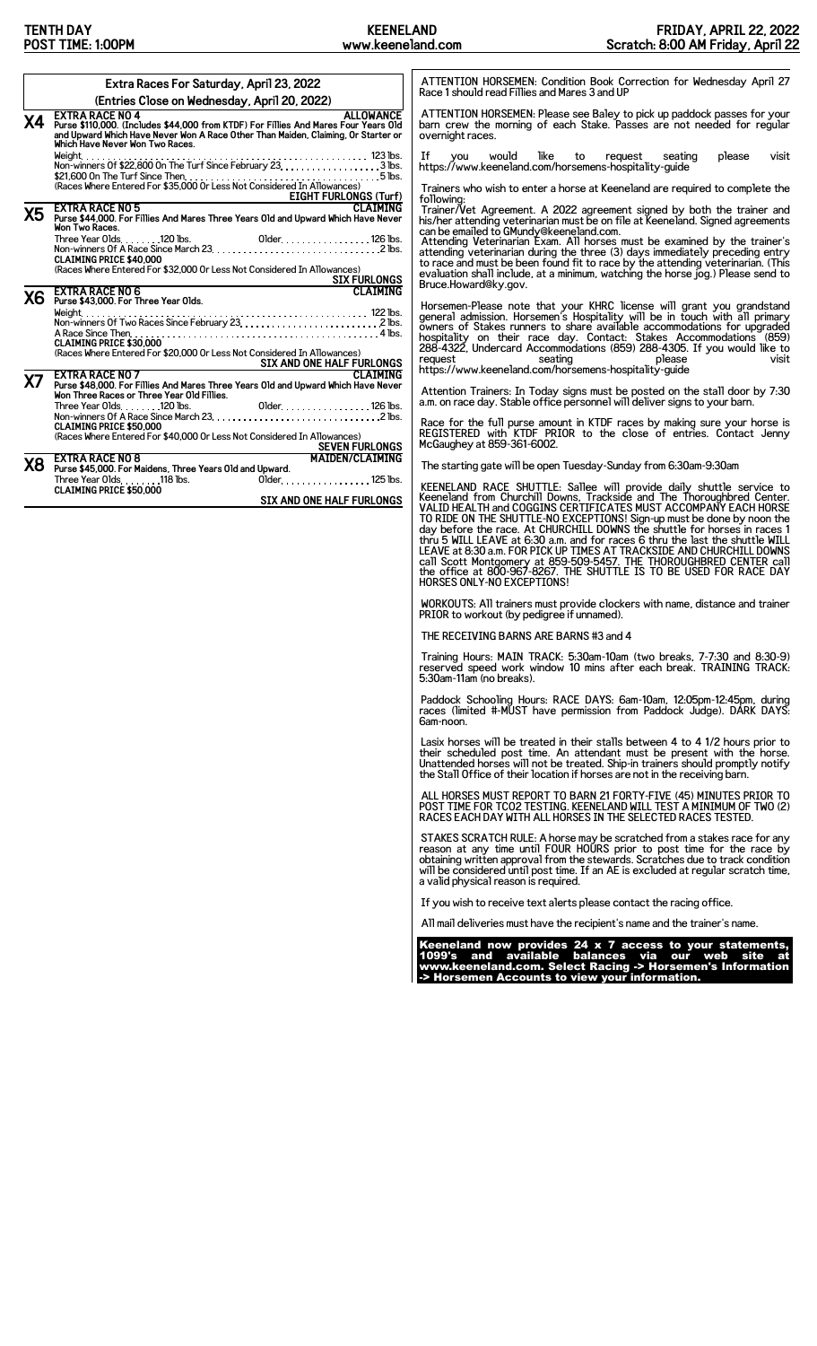## Extra Races For Saturday, April 23, 2022

### (Entries Close on Wednesday, April 20, 2022)

**X4 EXTRA RACE NO 4** — **ALLOWANCE**

**Purse $110,000. (Includes $44,000 from KTDF) For Fillies And Mares Four Years Old and Upward Which Have Never Won A Race Other Than Maiden, Claiming, Or Starter or Which Have Never Won Two Races.**

Weight. . . . . 123 lbs.
Non-winners Of $22,800 On The Turf Since February 23. . . . . 3 lbs.
$21,600 On The Turf Since Then. . . . . 5 lbs.
(Races Where Entered For $35,000 Or Less Not Considered In Allowances)

**EIGHT FURLONGS (Turf)**

**X5 EXTRA RACE NO 5** — **CLAIMING**

**Purse $44,000. For Fillies And Mares Three Years Old and Upward Which Have Never Won Two Races.**

Three Year Olds. . . . . 120 lbs. Older. . . . . 126 lbs.
Non-winners Of A Race Since March 23. . . . . 2 lbs.
**CLAIMING PRICE $40,000**
(Races Where Entered For $32,000 Or Less Not Considered In Allowances)

**SIX FURLONGS**

**X6 EXTRA RACE NO 6** — **CLAIMING**

**Purse $43,000. For Three Year Olds.**

Weight. . . . . 122 lbs.
Non-winners Of Two Races Since February 23. . . . . 2 lbs.
A Race Since Then. . . . . 4 lbs.
**CLAIMING PRICE $30,000**
(Races Where Entered For $20,000 Or Less Not Considered In Allowances)

**SIX AND ONE HALF FURLONGS**

**X7 EXTRA RACE NO 7** — **CLAIMING**

**Purse $48,000. For Fillies And Mares Three Years Old and Upward Which Have Never Won Three Races or Three Year Old Fillies.**

Three Year Olds. . . . . 120 lbs. Older. . . . . 126 lbs.
Non-winners Of A Race Since March 23. . . . . 2 lbs.
**CLAIMING PRICE $50,000**
(Races Where Entered For $40,000 Or Less Not Considered In Allowances)

**SEVEN FURLONGS**

**X8 EXTRA RACE NO 8** — **MAIDEN/CLAIMING**

**Purse $45,000. For Maidens, Three Years Old and Upward.**

Three Year Olds. . . . . 118 lbs. Older. . . . . 125 lbs.
**CLAIMING PRICE $50,000**

**SIX AND ONE HALF FURLONGS**

---

ATTENTION HORSEMEN: Condition Book Correction for Wednesday April 27 Race 1 should read Fillies and Mares 3 and UP

ATTENTION HORSEMEN: Please see Baley to pick up paddock passes for your barn crew the morning of each Stake. Passes are not needed for regular overnight races.

If you would like to request seating please visit https://www.keeneland.com/horsemens-hospitality-guide

Trainers who wish to enter a horse at Keeneland are required to complete the following:
Trainer/Vet Agreement. A 2022 agreement signed by both the trainer and his/her attending veterinarian must be on file at Keeneland. Signed agreements can be emailed to GMundy@keeneland.com.
Attending Veterinarian Exam. All horses must be examined by the trainer's attending veterinarian during the three (3) days immediately preceding entry to race and must be been found fit to race by the attending veterinarian. (This evaluation shall include, at a minimum, watching the horse jog.) Please send to Bruce.Howard@ky.gov.

Horsemen-Please note that your KHRC license will grant you grandstand general admission. Horsemen's Hospitality will be in touch with all primary owners of Stakes runners to share available accommodations for upgraded hospitality on their race day. Contact: Stakes Accommodations (859) 288-4322, Undercard Accommodations (859) 288-4305. If you would like to request seating please visit https://www.keeneland.com/horsemens-hospitality-guide

Attention Trainers: In Today signs must be posted on the stall door by 7:30 a.m. on race day. Stable office personnel will deliver signs to your barn.

Race for the full purse amount in KTDF races by making sure your horse is REGISTERED with KTDF PRIOR to the close of entries. Contact Jenny McGaughey at 859-361-6002.

The starting gate will be open Tuesday-Sunday from 6:30am-9:30am

KEENELAND RACE SHUTTLE: Sallee will provide daily shuttle service to Keeneland from Churchill Downs, Trackside and The Thoroughbred Center. VALID HEALTH and COGGINS CERTIFICATES MUST ACCOMPANY EACH HORSE TO RIDE ON THE SHUTTLE-NO EXCEPTIONS! Sign-up must be done by noon the day before the race. At CHURCHILL DOWNS the shuttle for horses in races 1 thru 5 WILL LEAVE at 6:30 a.m. and for races 6 thru the last the shuttle WILL LEAVE at 8:30 a.m. FOR PICK UP TIMES AT TRACKSIDE AND CHURCHILL DOWNS call Scott Montgomery at 859-509-5457. THE THOROUGHBRED CENTER call the office at 800-967-8267. THE SHUTTLE IS TO BE USED FOR RACE DAY HORSES ONLY-NO EXCEPTIONS!

WORKOUTS: All trainers must provide clockers with name, distance and trainer PRIOR to workout (by pedigree if unnamed).

THE RECEIVING BARNS ARE BARNS #3 and 4

Training Hours: MAIN TRACK: 5:30am-10am (two breaks, 7-7:30 and 8:30-9) reserved speed work window 10 mins after each break. TRAINING TRACK: 5:30am-11am (no breaks).

Paddock Schooling Hours: RACE DAYS: 6am-10am, 12:05pm-12:45pm, during races (limited #-MUST have permission from Paddock Judge). DARK DAYS: 6am-noon.

Lasix horses will be treated in their stalls between 4 to 4 1/2 hours prior to their scheduled post time. An attendant must be present with the horse. Unattended horses will not be treated. Ship-in trainers should promptly notify the Stall Office of their location if horses are not in the receiving barn.

ALL HORSES MUST REPORT TO BARN 21 FORTY-FIVE (45) MINUTES PRIOR TO POST TIME FOR TCO2 TESTING. KEENELAND WILL TEST A MINIMUM OF TWO (2) RACES EACH DAY WITH ALL HORSES IN THE SELECTED RACES TESTED.

STAKES SCRATCH RULE: A horse may be scratched from a stakes race for any reason at any time until FOUR HOURS prior to post time for the race by obtaining written approval from the stewards. Scratches due to track condition will be considered until post time. If an AE is excluded at regular scratch time, a valid physical reason is required.

If you wish to receive text alerts please contact the racing office.

All mail deliveries must have the recipient's name and the trainer's name.

**Keeneland now provides 24 x 7 access to your statements, 1099's and available balances via our web site at www.keeneland.com. Select Racing -> Horsemen's Information -> Horsemen Accounts to view your information.**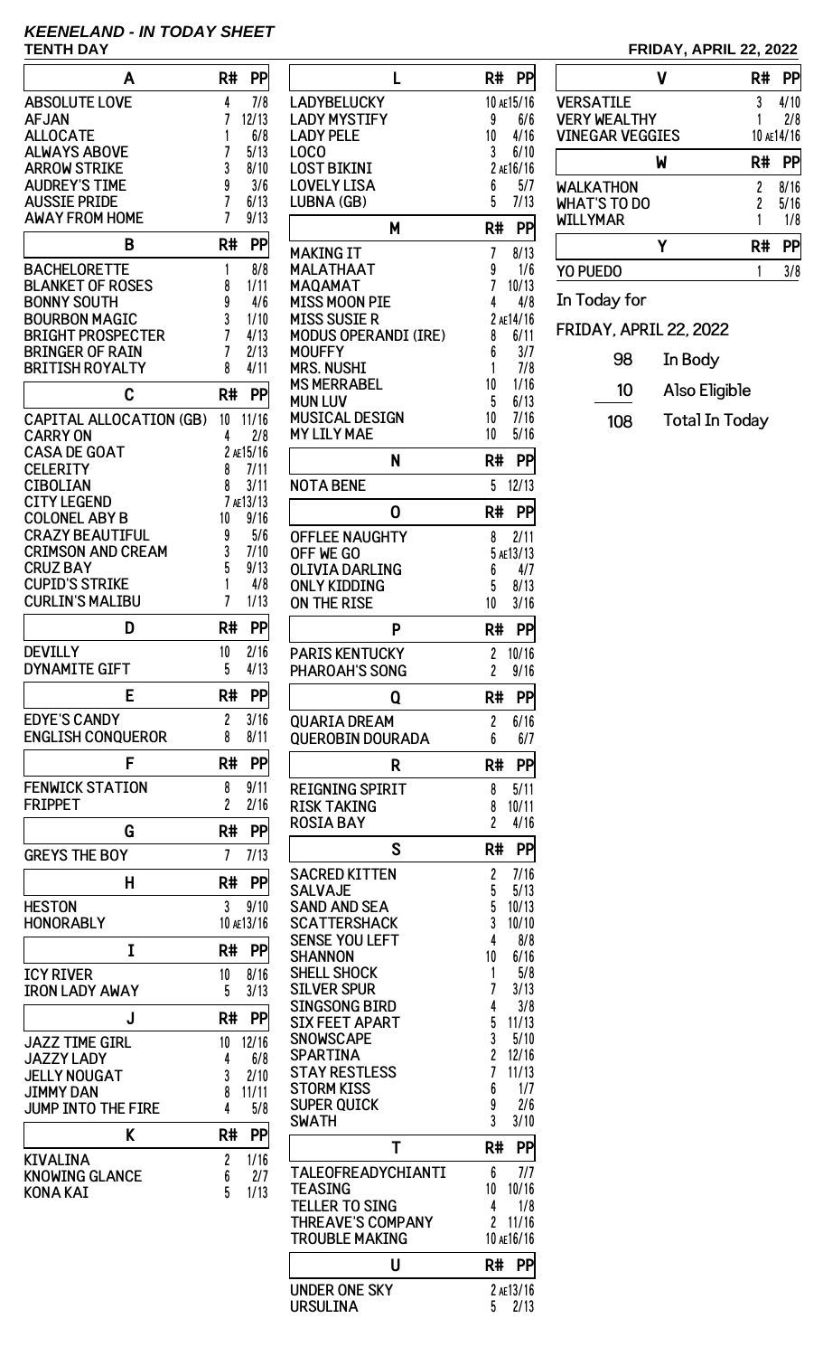# KEENELAND - IN TODAY SHEET

**TENTH DAY** **FRIDAY, APRIL 22, 2022**

| A | R# | PP |
|---|---|---|
| ABSOLUTE LOVE | 4 | 7/8 |
| AFJAN | 7 | 12/13 |
| ALLOCATE | 1 | 6/8 |
| ALWAYS ABOVE | 7 | 5/13 |
| ARROW STRIKE | 3 | 8/10 |
| AUDREY'S TIME | 9 | 3/6 |
| AUSSIE PRIDE | 7 | 6/13 |
| AWAY FROM HOME | 7 | 9/13 |

| B | R# | PP |
|---|---|---|
| BACHELORETTE | 1 | 8/8 |
| BLANKET OF ROSES | 8 | 1/11 |
| BONNY SOUTH | 9 | 4/6 |
| BOURBON MAGIC | 3 | 1/10 |
| BRIGHT PROSPECTER | 7 | 4/13 |
| BRINGER OF RAIN | 7 | 2/13 |
| BRITISH ROYALTY | 8 | 4/11 |

| C | R# | PP |
|---|---|---|
| CAPITAL ALLOCATION (GB) | 10 | 11/16 |
| CARRY ON | 4 | 2/8 |
| CASA DE GOAT | 2 AE | 15/16 |
| CELERITY | 8 | 7/11 |
| CIBOLIAN | 8 | 3/11 |
| CITY LEGEND | 7 AE | 13/13 |
| COLONEL ABY B | 10 | 9/16 |
| CRAZY BEAUTIFUL | 9 | 5/6 |
| CRIMSON AND CREAM | 3 | 7/10 |
| CRUZ BAY | 5 | 9/13 |
| CUPID'S STRIKE | 1 | 4/8 |
| CURLIN'S MALIBU | 7 | 1/13 |

| D | R# | PP |
|---|---|---|
| DEVILLY | 10 | 2/16 |
| DYNAMITE GIFT | 5 | 4/13 |

| E | R# | PP |
|---|---|---|
| EDYE'S CANDY | 2 | 3/16 |
| ENGLISH CONQUEROR | 8 | 8/11 |

| F | R# | PP |
|---|---|---|
| FENWICK STATION | 8 | 9/11 |
| FRIPPET | 2 | 2/16 |

| G | R# | PP |
|---|---|---|
| GREYS THE BOY | 7 | 7/13 |

| H | R# | PP |
|---|---|---|
| HESTON | 3 | 9/10 |
| HONORABLY | 10 AE | 13/16 |

| I | R# | PP |
|---|---|---|
| ICY RIVER | 10 | 8/16 |
| IRON LADY AWAY | 5 | 3/13 |

| J | R# | PP |
|---|---|---|
| JAZZ TIME GIRL | 10 | 12/16 |
| JAZZY LADY | 4 | 6/8 |
| JELLY NOUGAT | 3 | 2/10 |
| JIMMY DAN | 8 | 11/11 |
| JUMP INTO THE FIRE | 4 | 5/8 |

| K | R# | PP |
|---|---|---|
| KIVALINA | 2 | 1/16 |
| KNOWING GLANCE | 6 | 2/7 |
| KONA KAI | 5 | 1/13 |

| L | R# | PP |
|---|---|---|
| LADYBELUCKY | 10 AE | 15/16 |
| LADY MYSTIFY | 9 | 6/6 |
| LADY PELE | 10 | 4/16 |
| LOCO | 3 | 6/10 |
| LOST BIKINI | 2 AE | 16/16 |
| LOVELY LISA | 6 | 5/7 |
| LUBNA (GB) | 5 | 7/13 |

| M | R# | PP |
|---|---|---|
| MAKING IT | 7 | 8/13 |
| MALATHAAT | 9 | 1/6 |
| MAQAMAT | 7 | 10/13 |
| MISS MOON PIE | 4 | 4/8 |
| MISS SUSIE R | 2 AE | 14/16 |
| MODUS OPERANDI (IRE) | 8 | 6/11 |
| MOUFFY | 6 | 3/7 |
| MRS. NUSHI | 1 | 7/8 |
| MS MERRABEL | 10 | 1/16 |
| MUN LUV | 5 | 6/13 |
| MUSICAL DESIGN | 10 | 7/16 |
| MY LILY MAE | 10 | 5/16 |

| N | R# | PP |
|---|---|---|
| NOTA BENE | 5 | 12/13 |

| O | R# | PP |
|---|---|---|
| OFFLEE NAUGHTY | 8 | 2/11 |
| OFF WE GO | 5 AE | 13/13 |
| OLIVIA DARLING | 6 | 4/7 |
| ONLY KIDDING | 5 | 8/13 |
| ON THE RISE | 10 | 3/16 |

| P | R# | PP |
|---|---|---|
| PARIS KENTUCKY | 2 | 10/16 |
| PHAROAH'S SONG | 2 | 9/16 |

| Q | R# | PP |
|---|---|---|
| QUARIA DREAM | 2 | 6/16 |
| QUEROBIN DOURADA | 6 | 6/7 |

| R | R# | PP |
|---|---|---|
| REIGNING SPIRIT | 8 | 5/11 |
| RISK TAKING | 8 | 10/11 |
| ROSIA BAY | 2 | 4/16 |

| S | R# | PP |
|---|---|---|
| SACRED KITTEN | 2 | 7/16 |
| SALVAJE | 5 | 5/13 |
| SAND AND SEA | 5 | 10/13 |
| SCATTERSHACK | 3 | 10/10 |
| SENSE YOU LEFT | 4 | 8/8 |
| SHANNON | 10 | 6/16 |
| SHELL SHOCK | 1 | 5/8 |
| SILVER SPUR | 7 | 3/13 |
| SINGSONG BIRD | 4 | 3/8 |
| SIX FEET APART | 5 | 11/13 |
| SNOWSCAPE | 3 | 5/10 |
| SPARTINA | 2 | 12/16 |
| STAY RESTLESS | 7 | 11/13 |
| STORM KISS | 6 | 1/7 |
| SUPER QUICK | 9 | 2/6 |
| SWATH | 3 | 3/10 |

| T | R# | PP |
|---|---|---|
| TALEOFREADYCHIANTI | 6 | 7/7 |
| TEASING | 10 | 10/16 |
| TELLER TO SING | 4 | 1/8 |
| THREAVE'S COMPANY | 2 | 11/16 |
| TROUBLE MAKING | 10 AE | 16/16 |

| U | R# | PP |
|---|---|---|
| UNDER ONE SKY | 2 AE | 13/16 |
| URSULINA | 5 | 2/13 |

| V | R# | PP |
|---|---|---|
| VERSATILE | 3 | 4/10 |
| VERY WEALTHY | 1 | 2/8 |
| VINEGAR VEGGIES | 10 AE | 14/16 |

| W | R# | PP |
|---|---|---|
| WALKATHON | 2 | 8/16 |
| WHAT'S TO DO | 2 | 5/16 |
| WILLYMAR | 1 | 1/8 |

| Y | R# | PP |
|---|---|---|
| YO PUEDO | 1 | 3/8 |

In Today for

FRIDAY, APRIL 22, 2022

| | |
|---|---|
| 98 | In Body |
| 10 | Also Eligible |
| 108 | Total In Today |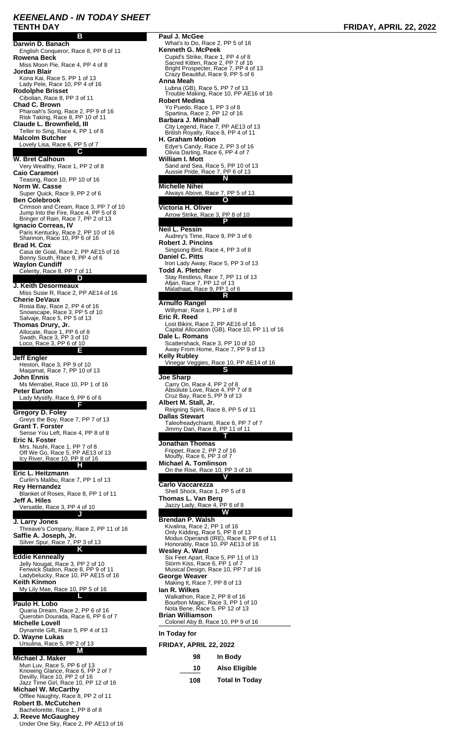# KEENELAND - IN TODAY SHEET

**TENTH DAY** **FRIDAY, APRIL 22, 2022**

## B

**Darwin D. Banach**
English Conqueror, Race 8, PP 8 of 11

**Rowena Beck**
Miss Moon Pie, Race 4, PP 4 of 8

**Jordan Blair**
Kona Kai, Race 5, PP 1 of 13
Lady Pele, Race 10, PP 4 of 16

**Rodolphe Brisset**
Cibolian, Race 8, PP 3 of 11

**Chad C. Brown**
Pharoah's Song, Race 2, PP 9 of 16
Risk Taking, Race 8, PP 10 of 11

**Claude L. Brownfield, III**
Teller to Sing, Race 4, PP 1 of 8

**Malcolm Butcher**
Lovely Lisa, Race 6, PP 5 of 7

## C

**W. Bret Calhoun**
Very Wealthy, Race 1, PP 2 of 8

**Caio Caramori**
Teasing, Race 10, PP 10 of 16

**Norm W. Casse**
Super Quick, Race 9, PP 2 of 6

**Ben Colebrook**
Crimson and Cream, Race 3, PP 7 of 10
Jump Into the Fire, Race 4, PP 5 of 8
Bringer of Rain, Race 7, PP 2 of 13

**Ignacio Correas, IV**
Paris Kentucky, Race 2, PP 10 of 16
Shannon, Race 10, PP 6 of 16

**Brad H. Cox**
Casa de Goat, Race 2, PP AE15 of 16
Bonny South, Race 9, PP 4 of 6

**Waylon Cundiff**
Celerity, Race 8, PP 7 of 11

## D

**J. Keith Desormeaux**
Miss Susie R, Race 2, PP AE14 of 16

**Cherie DeVaux**
Rosia Bay, Race 2, PP 4 of 16
Snowscape, Race 3, PP 5 of 10
Salvaje, Race 5, PP 5 of 13

**Thomas Drury, Jr.**
Allocate, Race 1, PP 6 of 8
Swath, Race 3, PP 3 of 10
Loco, Race 3, PP 6 of 10

## E

**Jeff Engler**
Heston, Race 3, PP 9 of 10
Maqamat, Race 7, PP 10 of 13

**John Ennis**
Ms Merrabel, Race 10, PP 1 of 16

**Peter Eurton**
Lady Mystify, Race 9, PP 6 of 6

## F

**Gregory D. Foley**
Greys the Boy, Race 7, PP 7 of 13

**Grant T. Forster**
Sense You Left, Race 4, PP 8 of 8

**Eric N. Foster**
Mrs. Nushi, Race 1, PP 7 of 8
Off We Go, Race 5, PP AE13 of 13
Icy River, Race 10, PP 8 of 16

## H

**Eric L. Heitzmann**
Curlin's Malibu, Race 7, PP 1 of 13

**Rey Hernandez**
Blanket of Roses, Race 8, PP 1 of 11

**Jeff A. Hiles**
Versatile, Race 3, PP 4 of 10

## J

**J. Larry Jones**
Threave's Company, Race 2, PP 11 of 16

**Saffie A. Joseph, Jr.**
Silver Spur, Race 7, PP 3 of 13

## K

**Eddie Kenneally**
Jelly Nougat, Race 3, PP 2 of 10
Fenwick Station, Race 8, PP 9 of 11
Ladybelucky, Race 10, PP AE15 of 16

**Keith Kinmon**
My Lily Mae, Race 10, PP 5 of 16

## L

**Paulo H. Lobo**
Quaria Dream, Race 2, PP 6 of 16
Querobin Dourada, Race 6, PP 6 of 7

**Michelle Lovell**
Dynamite Gift, Race 5, PP 4 of 13

**D. Wayne Lukas**
Ursulina, Race 5, PP 2 of 13

## M

**Michael J. Maker**
Mun Luv, Race 5, PP 6 of 13
Knowing Glance, Race 6, PP 2 of 7
Devilly, Race 10, PP 2 of 16
Jazz Time Girl, Race 10, PP 12 of 16

**Michael W. McCarthy**
Offlee Naughty, Race 8, PP 2 of 11

**Robert B. McCutchen**
Bachelorette, Race 1, PP 8 of 8

**J. Reeve McGaughey**
Under One Sky, Race 2, PP AE13 of 16

**Paul J. McGee**
What's to Do, Race 2, PP 5 of 16

**Kenneth G. McPeek**
Cupid's Strike, Race 1, PP 4 of 8
Sacred Kitten, Race 2, PP 7 of 16
Bright Prospecter, Race 7, PP 4 of 13
Crazy Beautiful, Race 9, PP 5 of 6

**Anna Meah**
Lubna (GB), Race 5, PP 7 of 13
Trouble Making, Race 10, PP AE16 of 16

**Robert Medina**
Yo Puedo, Race 1, PP 3 of 8
Spartina, Race 2, PP 12 of 16

**Barbara J. Minshall**
City Legend, Race 7, PP AE13 of 13
British Royalty, Race 8, PP 4 of 11

**H. Graham Motion**
Edye's Candy, Race 2, PP 3 of 16
Olivia Darling, Race 6, PP 4 of 7

**William I. Mott**
Sand and Sea, Race 5, PP 10 of 13
Aussie Pride, Race 7, PP 6 of 13

## N

**Michelle Nihei**
Always Above, Race 7, PP 5 of 13

## O

**Victoria H. Oliver**
Arrow Strike, Race 3, PP 8 of 10

## P

**Neil L. Pessin**
Audrey's Time, Race 9, PP 3 of 6

**Robert J. Pincins**
Singsong Bird, Race 4, PP 3 of 8

**Daniel C. Pitts**
Iron Lady Away, Race 5, PP 3 of 13

**Todd A. Pletcher**
Stay Restless, Race 7, PP 11 of 13
Afjan, Race 7, PP 12 of 13
Malathaat, Race 9, PP 1 of 6

## R

**Arnulfo Rangel**
Willymar, Race 1, PP 1 of 8

**Eric R. Reed**
Lost Bikini, Race 2, PP AE16 of 16
Capital Allocation (GB), Race 10, PP 11 of 16

**Dale L. Romans**
Scattershack, Race 3, PP 10 of 10
Away From Home, Race 7, PP 9 of 13

**Kelly Rubley**
Vinegar Veggies, Race 10, PP AE14 of 16

## S

**Joe Sharp**
Carry On, Race 4, PP 2 of 8
Absolute Love, Race 4, PP 7 of 8
Cruz Bay, Race 5, PP 9 of 13

**Albert M. Stall, Jr.**
Reigning Spirit, Race 8, PP 5 of 11

**Dallas Stewart**
Taleofreadychianti, Race 6, PP 7 of 7
Jimmy Dan, Race 8, PP 11 of 11

## T

**Jonathan Thomas**
Frippet, Race 2, PP 2 of 16
Mouffy, Race 6, PP 3 of 7

**Michael A. Tomlinson**
On the Rise, Race 10, PP 3 of 16

## V

**Carlo Vaccarezza**
Shell Shock, Race 1, PP 5 of 8

**Thomas L. Van Berg**
Jazzy Lady, Race 4, PP 6 of 8

## W

**Brendan P. Walsh**
Kivalina, Race 2, PP 1 of 16
Only Kidding, Race 5, PP 8 of 13
Modus Operandi (IRE), Race 8, PP 6 of 11
Honorably, Race 10, PP AE13 of 16

**Wesley A. Ward**
Six Feet Apart, Race 5, PP 11 of 13
Storm Kiss, Race 6, PP 1 of 7
Musical Design, Race 10, PP 7 of 16

**George Weaver**
Making It, Race 7, PP 8 of 13

**Ian R. Wilkes**
Walkathon, Race 2, PP 8 of 16
Bourbon Magic, Race 3, PP 1 of 10
Nota Bene, Race 5, PP 12 of 13

**Brian Williamson**
Colonel Aby B, Race 10, PP 9 of 16

**In Today for**

**FRIDAY, APRIL 22, 2022**

| | |
|---|---|
| 98 | In Body |
| 10 | Also Eligible |
| 108 | Total In Today |